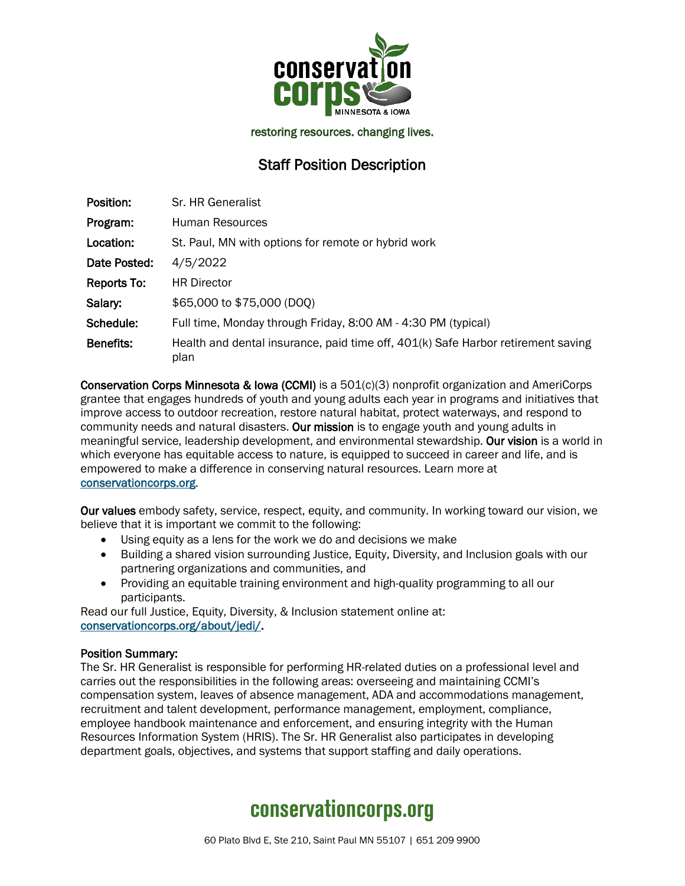conservation corps MINNESOTA & IOWA

restoring resources. changing lives.

# Staff Position Description

| | |
|---|---|
| **Position:** | Sr. HR Generalist |
| **Program:** | Human Resources |
| **Location:** | St. Paul, MN with options for remote or hybrid work |
| **Date Posted:** | 4/5/2022 |
| **Reports To:** | HR Director |
| **Salary:** | $65,000 to $75,000 (DOQ) |
| **Schedule:** | Full time, Monday through Friday, 8:00 AM - 4:30 PM (typical) |
| **Benefits:** | Health and dental insurance, paid time off, 401(k) Safe Harbor retirement saving plan |

**Conservation Corps Minnesota & Iowa (CCMI)** is a 501(c)(3) nonprofit organization and AmeriCorps grantee that engages hundreds of youth and young adults each year in programs and initiatives that improve access to outdoor recreation, restore natural habitat, protect waterways, and respond to community needs and natural disasters. **Our mission** is to engage youth and young adults in meaningful service, leadership development, and environmental stewardship. **Our vision** is a world in which everyone has equitable access to nature, is equipped to succeed in career and life, and is empowered to make a difference in conserving natural resources. Learn more at [conservationcorps.org](conservationcorps.org).

**Our values** embody safety, service, respect, equity, and community. In working toward our vision, we believe that it is important we commit to the following:

- Using equity as a lens for the work we do and decisions we make
- Building a shared vision surrounding Justice, Equity, Diversity, and Inclusion goals with our partnering organizations and communities, and
- Providing an equitable training environment and high-quality programming to all our participants.

Read our full Justice, Equity, Diversity, & Inclusion statement online at: [conservationcorps.org/about/jedi/](conservationcorps.org/about/jedi/).

**Position Summary:**

The Sr. HR Generalist is responsible for performing HR-related duties on a professional level and carries out the responsibilities in the following areas: overseeing and maintaining CCMI's compensation system, leaves of absence management, ADA and accommodations management, recruitment and talent development, performance management, employment, compliance, employee handbook maintenance and enforcement, and ensuring integrity with the Human Resources Information System (HRIS). The Sr. HR Generalist also participates in developing department goals, objectives, and systems that support staffing and daily operations.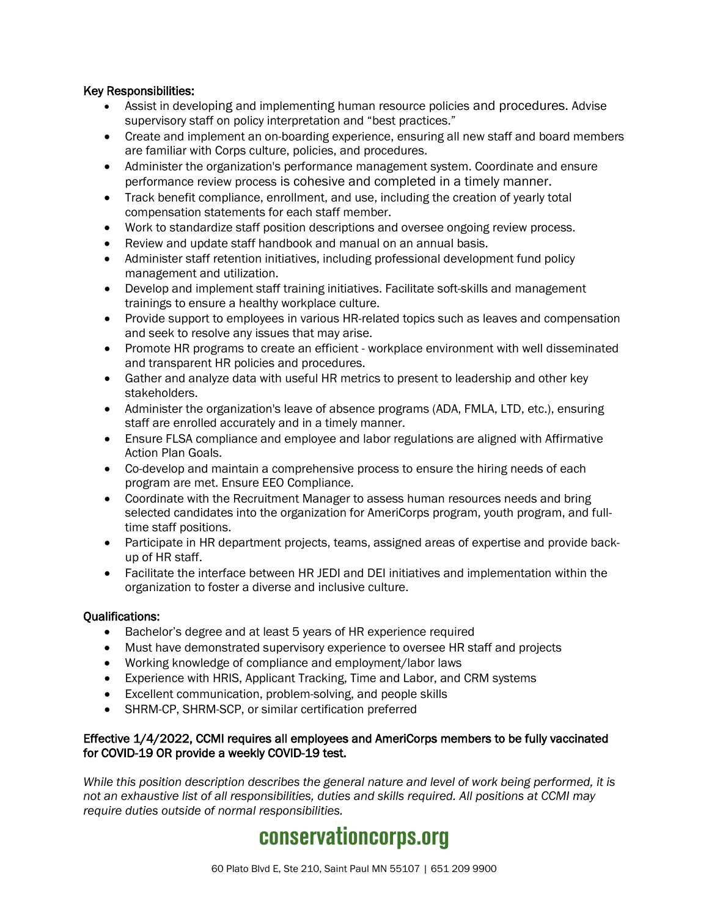**Key Responsibilities:**

- Assist in developing and implementing human resource policies and procedures. Advise supervisory staff on policy interpretation and "best practices."
- Create and implement an on-boarding experience, ensuring all new staff and board members are familiar with Corps culture, policies, and procedures.
- Administer the organization's performance management system. Coordinate and ensure performance review process is cohesive and completed in a timely manner.
- Track benefit compliance, enrollment, and use, including the creation of yearly total compensation statements for each staff member.
- Work to standardize staff position descriptions and oversee ongoing review process.
- Review and update staff handbook and manual on an annual basis.
- Administer staff retention initiatives, including professional development fund policy management and utilization.
- Develop and implement staff training initiatives. Facilitate soft-skills and management trainings to ensure a healthy workplace culture.
- Provide support to employees in various HR-related topics such as leaves and compensation and seek to resolve any issues that may arise.
- Promote HR programs to create an efficient - workplace environment with well disseminated and transparent HR policies and procedures.
- Gather and analyze data with useful HR metrics to present to leadership and other key stakeholders.
- Administer the organization's leave of absence programs (ADA, FMLA, LTD, etc.), ensuring staff are enrolled accurately and in a timely manner.
- Ensure FLSA compliance and employee and labor regulations are aligned with Affirmative Action Plan Goals.
- Co-develop and maintain a comprehensive process to ensure the hiring needs of each program are met. Ensure EEO Compliance.
- Coordinate with the Recruitment Manager to assess human resources needs and bring selected candidates into the organization for AmeriCorps program, youth program, and full-time staff positions.
- Participate in HR department projects, teams, assigned areas of expertise and provide back-up of HR staff.
- Facilitate the interface between HR JEDI and DEI initiatives and implementation within the organization to foster a diverse and inclusive culture.

**Qualifications:**

- Bachelor's degree and at least 5 years of HR experience required
- Must have demonstrated supervisory experience to oversee HR staff and projects
- Working knowledge of compliance and employment/labor laws
- Experience with HRIS, Applicant Tracking, Time and Labor, and CRM systems
- Excellent communication, problem-solving, and people skills
- SHRM-CP, SHRM-SCP, or similar certification preferred

**Effective 1/4/2022, CCMI requires all employees and AmeriCorps members to be fully vaccinated for COVID-19 OR provide a weekly COVID-19 test.**

*While this position description describes the general nature and level of work being performed, it is not an exhaustive list of all responsibilities, duties and skills required. All positions at CCMI may require duties outside of normal responsibilities.*

**conservationcorps.org**

60 Plato Blvd E, Ste 210, Saint Paul MN 55107 | 651 209 9900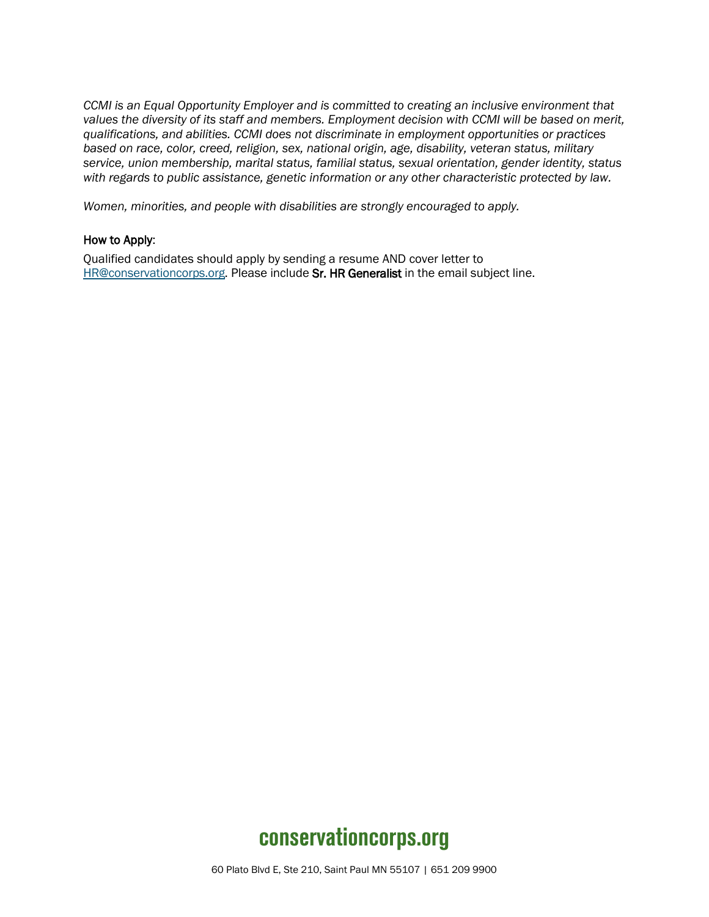*CCMI is an Equal Opportunity Employer and is committed to creating an inclusive environment that values the diversity of its staff and members. Employment decision with CCMI will be based on merit, qualifications, and abilities. CCMI does not discriminate in employment opportunities or practices based on race, color, creed, religion, sex, national origin, age, disability, veteran status, military service, union membership, marital status, familial status, sexual orientation, gender identity, status with regards to public assistance, genetic information or any other characteristic protected by law.*

*Women, minorities, and people with disabilities are strongly encouraged to apply.*

How to Apply:

Qualified candidates should apply by sending a resume AND cover letter to [HR@conservationcorps.org](mailto:HR@conservationcorps.org). Please include **Sr. HR Generalist** in the email subject line.

**conservationcorps.org**

60 Plato Blvd E, Ste 210, Saint Paul MN 55107 | 651 209 9900